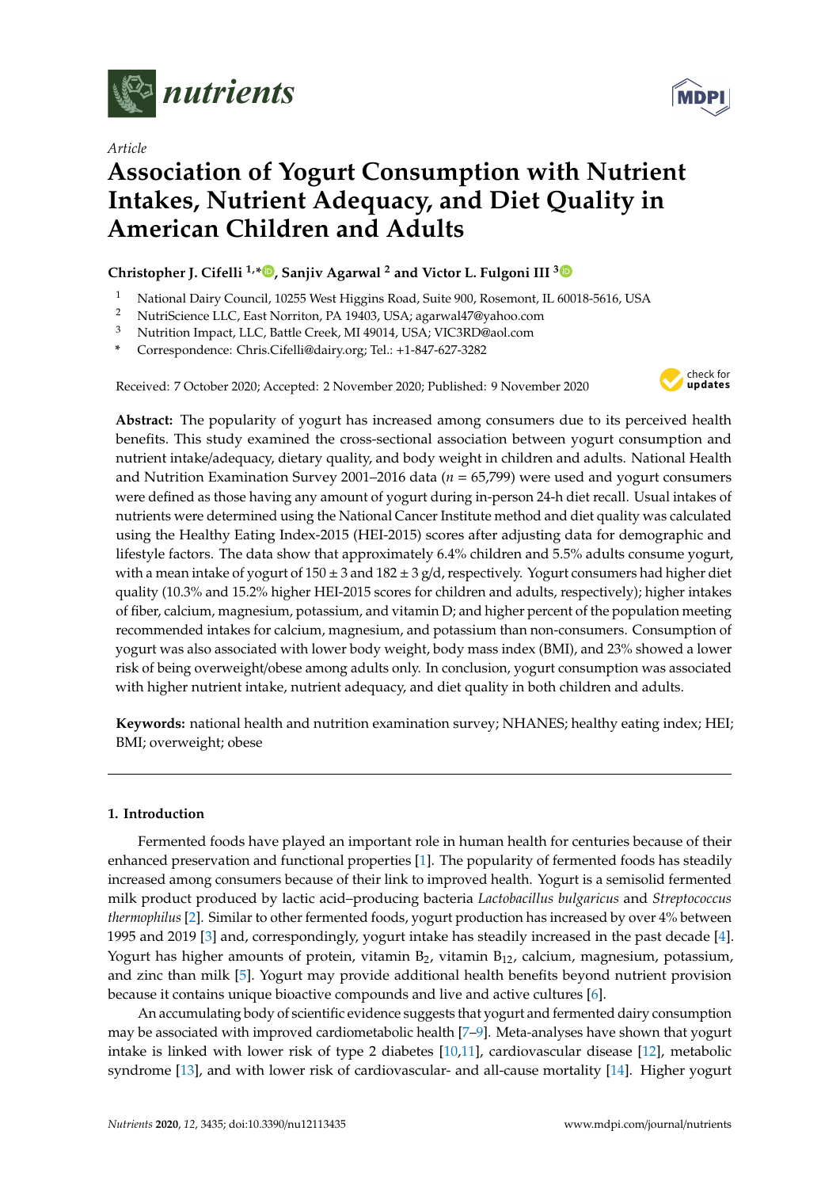*Article*

# Association of Yogurt Consumption with Nutrient Intakes, Nutrient Adequacy, and Diet Quality in American Children and Adults

**Christopher J. Cifelli [1,*], Sanjiv Agarwal [2] and Victor L. Fulgoni III [3]**

[1] National Dairy Council, 10255 West Higgins Road, Suite 900, Rosemont, IL 60018-5616, USA
[2] NutriScience LLC, East Norriton, PA 19403, USA; agarwal47@yahoo.com
[3] Nutrition Impact, LLC, Battle Creek, MI 49014, USA; VIC3RD@aol.com
\* Correspondence: Chris.Cifelli@dairy.org; Tel.: +1-847-627-3282

Received: 7 October 2020; Accepted: 2 November 2020; Published: 9 November 2020

**Abstract:** The popularity of yogurt has increased among consumers due to its perceived health benefits. This study examined the cross-sectional association between yogurt consumption and nutrient intake/adequacy, dietary quality, and body weight in children and adults. National Health and Nutrition Examination Survey 2001–2016 data ($n$ = 65,799) were used and yogurt consumers were defined as those having any amount of yogurt during in-person 24-h diet recall. Usual intakes of nutrients were determined using the National Cancer Institute method and diet quality was calculated using the Healthy Eating Index-2015 (HEI-2015) scores after adjusting data for demographic and lifestyle factors. The data show that approximately 6.4% children and 5.5% adults consume yogurt, with a mean intake of yogurt of 150 ± 3 and 182 ± 3 g/d, respectively. Yogurt consumers had higher diet quality (10.3% and 15.2% higher HEI-2015 scores for children and adults, respectively); higher intakes of fiber, calcium, magnesium, potassium, and vitamin D; and higher percent of the population meeting recommended intakes for calcium, magnesium, and potassium than non-consumers. Consumption of yogurt was also associated with lower body weight, body mass index (BMI), and 23% showed a lower risk of being overweight/obese among adults only. In conclusion, yogurt consumption was associated with higher nutrient intake, nutrient adequacy, and diet quality in both children and adults.

**Keywords:** national health and nutrition examination survey; NHANES; healthy eating index; HEI; BMI; overweight; obese

## 1. Introduction

Fermented foods have played an important role in human health for centuries because of their enhanced preservation and functional properties [1]. The popularity of fermented foods has steadily increased among consumers because of their link to improved health. Yogurt is a semisolid fermented milk product produced by lactic acid–producing bacteria *Lactobacillus bulgaricus* and *Streptococcus thermophilus* [2]. Similar to other fermented foods, yogurt production has increased by over 4% between 1995 and 2019 [3] and, correspondingly, yogurt intake has steadily increased in the past decade [4]. Yogurt has higher amounts of protein, vitamin $B_2$, vitamin $B_{12}$, calcium, magnesium, potassium, and zinc than milk [5]. Yogurt may provide additional health benefits beyond nutrient provision because it contains unique bioactive compounds and live and active cultures [6].

An accumulating body of scientific evidence suggests that yogurt and fermented dairy consumption may be associated with improved cardiometabolic health [7–9]. Meta-analyses have shown that yogurt intake is linked with lower risk of type 2 diabetes [10,11], cardiovascular disease [12], metabolic syndrome [13], and with lower risk of cardiovascular- and all-cause mortality [14]. Higher yogurt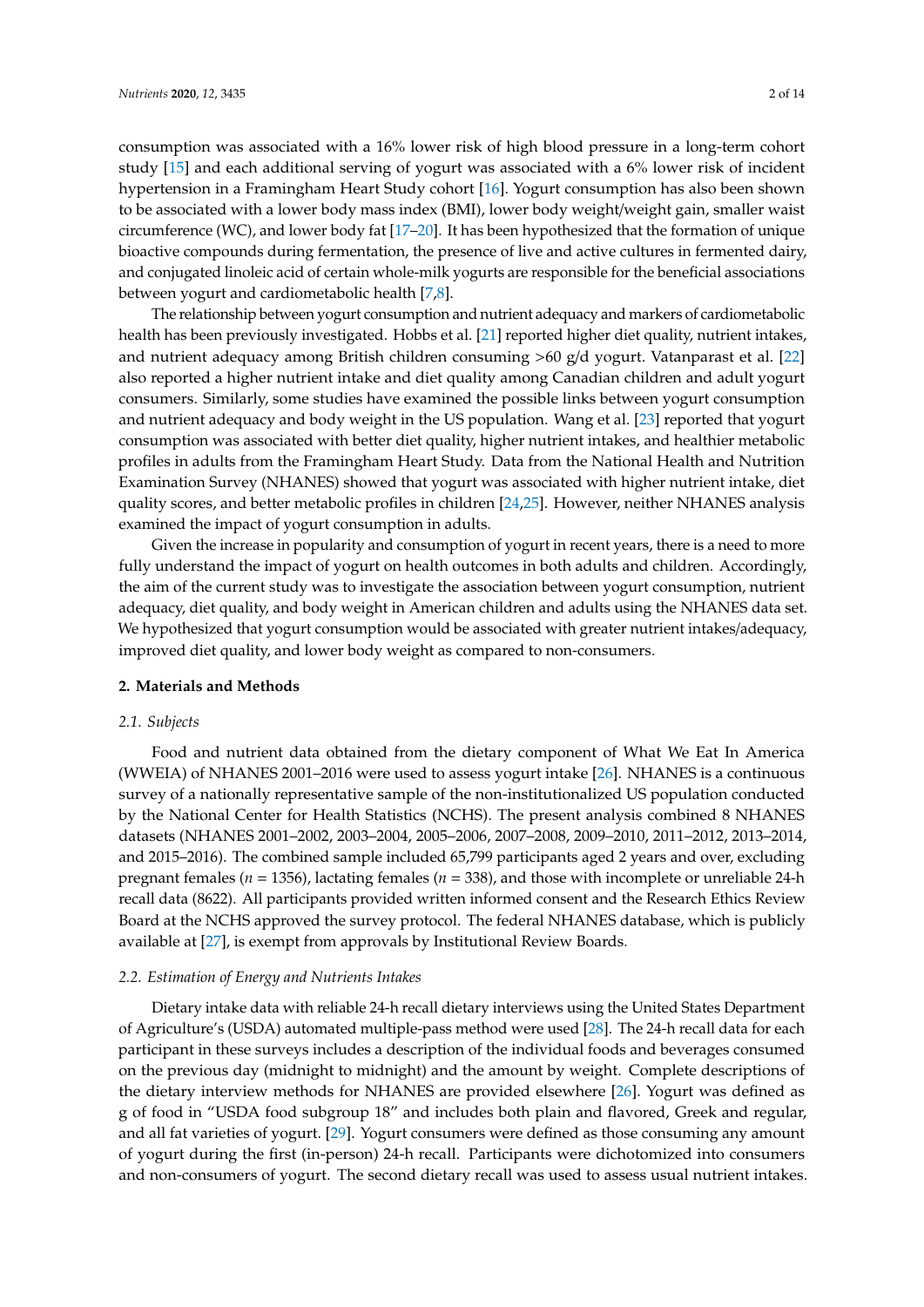consumption was associated with a 16% lower risk of high blood pressure in a long-term cohort study [15] and each additional serving of yogurt was associated with a 6% lower risk of incident hypertension in a Framingham Heart Study cohort [16]. Yogurt consumption has also been shown to be associated with a lower body mass index (BMI), lower body weight/weight gain, smaller waist circumference (WC), and lower body fat [17–20]. It has been hypothesized that the formation of unique bioactive compounds during fermentation, the presence of live and active cultures in fermented dairy, and conjugated linoleic acid of certain whole-milk yogurts are responsible for the beneficial associations between yogurt and cardiometabolic health [7,8].

The relationship between yogurt consumption and nutrient adequacy and markers of cardiometabolic health has been previously investigated. Hobbs et al. [21] reported higher diet quality, nutrient intakes, and nutrient adequacy among British children consuming >60 g/d yogurt. Vatanparast et al. [22] also reported a higher nutrient intake and diet quality among Canadian children and adult yogurt consumers. Similarly, some studies have examined the possible links between yogurt consumption and nutrient adequacy and body weight in the US population. Wang et al. [23] reported that yogurt consumption was associated with better diet quality, higher nutrient intakes, and healthier metabolic profiles in adults from the Framingham Heart Study. Data from the National Health and Nutrition Examination Survey (NHANES) showed that yogurt was associated with higher nutrient intake, diet quality scores, and better metabolic profiles in children [24,25]. However, neither NHANES analysis examined the impact of yogurt consumption in adults.

Given the increase in popularity and consumption of yogurt in recent years, there is a need to more fully understand the impact of yogurt on health outcomes in both adults and children. Accordingly, the aim of the current study was to investigate the association between yogurt consumption, nutrient adequacy, diet quality, and body weight in American children and adults using the NHANES data set. We hypothesized that yogurt consumption would be associated with greater nutrient intakes/adequacy, improved diet quality, and lower body weight as compared to non-consumers.

## 2. Materials and Methods

### *2.1. Subjects*

Food and nutrient data obtained from the dietary component of What We Eat In America (WWEIA) of NHANES 2001–2016 were used to assess yogurt intake [26]. NHANES is a continuous survey of a nationally representative sample of the non-institutionalized US population conducted by the National Center for Health Statistics (NCHS). The present analysis combined 8 NHANES datasets (NHANES 2001–2002, 2003–2004, 2005–2006, 2007–2008, 2009–2010, 2011–2012, 2013–2014, and 2015–2016). The combined sample included 65,799 participants aged 2 years and over, excluding pregnant females ($n$ = 1356), lactating females ($n$ = 338), and those with incomplete or unreliable 24-h recall data (8622). All participants provided written informed consent and the Research Ethics Review Board at the NCHS approved the survey protocol. The federal NHANES database, which is publicly available at [27], is exempt from approvals by Institutional Review Boards.

### *2.2. Estimation of Energy and Nutrients Intakes*

Dietary intake data with reliable 24-h recall dietary interviews using the United States Department of Agriculture's (USDA) automated multiple-pass method were used [28]. The 24-h recall data for each participant in these surveys includes a description of the individual foods and beverages consumed on the previous day (midnight to midnight) and the amount by weight. Complete descriptions of the dietary interview methods for NHANES are provided elsewhere [26]. Yogurt was defined as g of food in "USDA food subgroup 18" and includes both plain and flavored, Greek and regular, and all fat varieties of yogurt. [29]. Yogurt consumers were defined as those consuming any amount of yogurt during the first (in-person) 24-h recall. Participants were dichotomized into consumers and non-consumers of yogurt. The second dietary recall was used to assess usual nutrient intakes.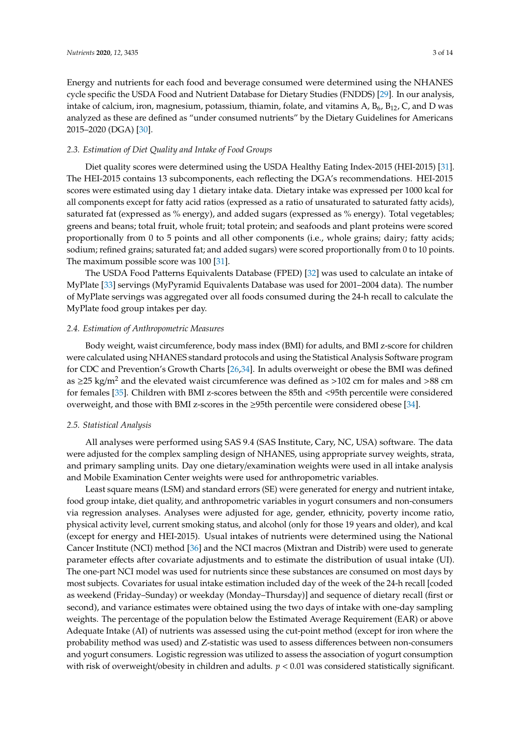Energy and nutrients for each food and beverage consumed were determined using the NHANES cycle specific the USDA Food and Nutrient Database for Dietary Studies (FNDDS) [29]. In our analysis, intake of calcium, iron, magnesium, potassium, thiamin, folate, and vitamins A, $B_6$, $B_{12}$, C, and D was analyzed as these are defined as "under consumed nutrients" by the Dietary Guidelines for Americans 2015–2020 (DGA) [30].

### 2.3. Estimation of Diet Quality and Intake of Food Groups

Diet quality scores were determined using the USDA Healthy Eating Index-2015 (HEI-2015) [31]. The HEI-2015 contains 13 subcomponents, each reflecting the DGA's recommendations. HEI-2015 scores were estimated using day 1 dietary intake data. Dietary intake was expressed per 1000 kcal for all components except for fatty acid ratios (expressed as a ratio of unsaturated to saturated fatty acids), saturated fat (expressed as % energy), and added sugars (expressed as % energy). Total vegetables; greens and beans; total fruit, whole fruit; total protein; and seafoods and plant proteins were scored proportionally from 0 to 5 points and all other components (i.e., whole grains; dairy; fatty acids; sodium; refined grains; saturated fat; and added sugars) were scored proportionally from 0 to 10 points. The maximum possible score was 100 [31].

The USDA Food Patterns Equivalents Database (FPED) [32] was used to calculate an intake of MyPlate [33] servings (MyPyramid Equivalents Database was used for 2001–2004 data). The number of MyPlate servings was aggregated over all foods consumed during the 24-h recall to calculate the MyPlate food group intakes per day.

### 2.4. Estimation of Anthropometric Measures

Body weight, waist circumference, body mass index (BMI) for adults, and BMI z-score for children were calculated using NHANES standard protocols and using the Statistical Analysis Software program for CDC and Prevention's Growth Charts [26,34]. In adults overweight or obese the BMI was defined as $\geq$25 kg/m$^2$ and the elevated waist circumference was defined as >102 cm for males and >88 cm for females [35]. Children with BMI z-scores between the 85th and <95th percentile were considered overweight, and those with BMI z-scores in the $\geq$95th percentile were considered obese [34].

### 2.5. Statistical Analysis

All analyses were performed using SAS 9.4 (SAS Institute, Cary, NC, USA) software. The data were adjusted for the complex sampling design of NHANES, using appropriate survey weights, strata, and primary sampling units. Day one dietary/examination weights were used in all intake analysis and Mobile Examination Center weights were used for anthropometric variables.

Least square means (LSM) and standard errors (SE) were generated for energy and nutrient intake, food group intake, diet quality, and anthropometric variables in yogurt consumers and non-consumers via regression analyses. Analyses were adjusted for age, gender, ethnicity, poverty income ratio, physical activity level, current smoking status, and alcohol (only for those 19 years and older), and kcal (except for energy and HEI-2015). Usual intakes of nutrients were determined using the National Cancer Institute (NCI) method [36] and the NCI macros (Mixtran and Distrib) were used to generate parameter effects after covariate adjustments and to estimate the distribution of usual intake (UI). The one-part NCI model was used for nutrients since these substances are consumed on most days by most subjects. Covariates for usual intake estimation included day of the week of the 24-h recall [coded as weekend (Friday–Sunday) or weekday (Monday–Thursday)] and sequence of dietary recall (first or second), and variance estimates were obtained using the two days of intake with one-day sampling weights. The percentage of the population below the Estimated Average Requirement (EAR) or above Adequate Intake (AI) of nutrients was assessed using the cut-point method (except for iron where the probability method was used) and Z-statistic was used to assess differences between non-consumers and yogurt consumers. Logistic regression was utilized to assess the association of yogurt consumption with risk of overweight/obesity in children and adults. $p < 0.01$ was considered statistically significant.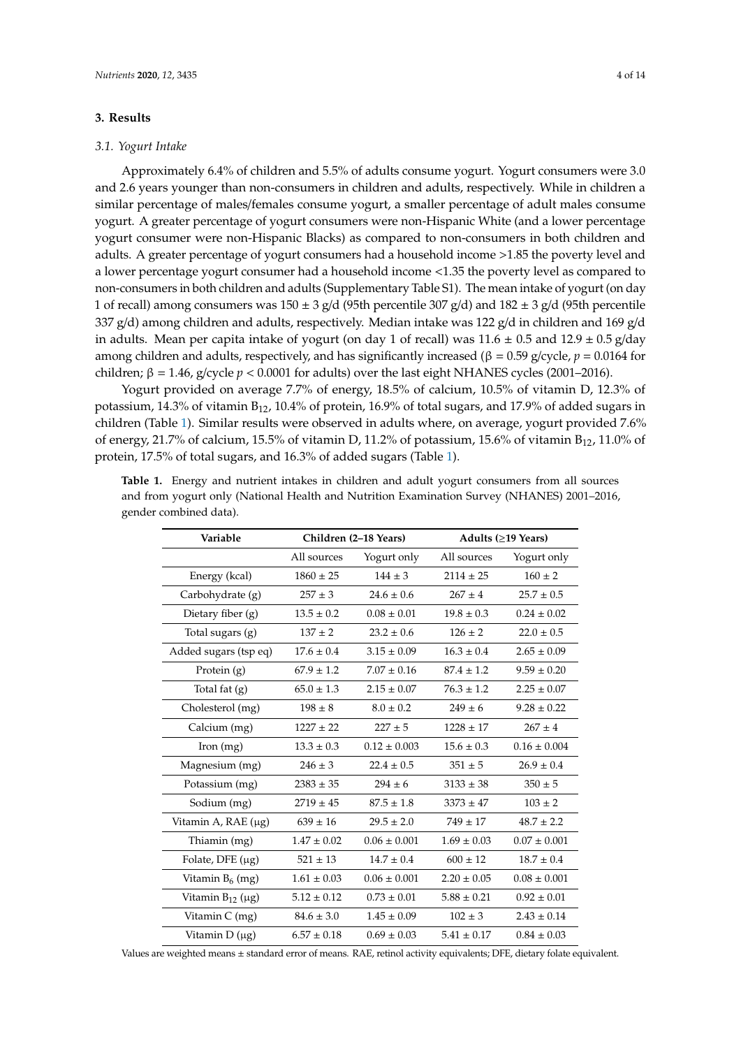## 3. Results

### 3.1. Yogurt Intake

Approximately 6.4% of children and 5.5% of adults consume yogurt. Yogurt consumers were 3.0 and 2.6 years younger than non-consumers in children and adults, respectively. While in children a similar percentage of males/females consume yogurt, a smaller percentage of adult males consume yogurt. A greater percentage of yogurt consumers were non-Hispanic White (and a lower percentage yogurt consumer were non-Hispanic Blacks) as compared to non-consumers in both children and adults. A greater percentage of yogurt consumers had a household income >1.85 the poverty level and a lower percentage yogurt consumer had a household income <1.35 the poverty level as compared to non-consumers in both children and adults (Supplementary Table S1). The mean intake of yogurt (on day 1 of recall) among consumers was 150 ± 3 g/d (95th percentile 307 g/d) and 182 ± 3 g/d (95th percentile 337 g/d) among children and adults, respectively. Median intake was 122 g/d in children and 169 g/d in adults. Mean per capita intake of yogurt (on day 1 of recall) was 11.6 ± 0.5 and 12.9 ± 0.5 g/day among children and adults, respectively, and has significantly increased ($\beta = 0.59$ g/cycle, $p = 0.0164$ for children; $\beta = 1.46$, g/cycle $p < 0.0001$ for adults) over the last eight NHANES cycles (2001–2016).

Yogurt provided on average 7.7% of energy, 18.5% of calcium, 10.5% of vitamin D, 12.3% of potassium, 14.3% of vitamin $B_{12}$, 10.4% of protein, 16.9% of total sugars, and 17.9% of added sugars in children (Table 1). Similar results were observed in adults where, on average, yogurt provided 7.6% of energy, 21.7% of calcium, 15.5% of vitamin D, 11.2% of potassium, 15.6% of vitamin $B_{12}$, 11.0% of protein, 17.5% of total sugars, and 16.3% of added sugars (Table 1).

**Table 1.** Energy and nutrient intakes in children and adult yogurt consumers from all sources and from yogurt only (National Health and Nutrition Examination Survey (NHANES) 2001–2016, gender combined data).

| Variable | Children (2–18 Years) | | Adults (≥19 Years) | |
|---|---|---|---|---|
| | All sources | Yogurt only | All sources | Yogurt only |
| Energy (kcal) | 1860 ± 25 | 144 ± 3 | 2114 ± 25 | 160 ± 2 |
| Carbohydrate (g) | 257 ± 3 | 24.6 ± 0.6 | 267 ± 4 | 25.7 ± 0.5 |
| Dietary fiber (g) | 13.5 ± 0.2 | 0.08 ± 0.01 | 19.8 ± 0.3 | 0.24 ± 0.02 |
| Total sugars (g) | 137 ± 2 | 23.2 ± 0.6 | 126 ± 2 | 22.0 ± 0.5 |
| Added sugars (tsp eq) | 17.6 ± 0.4 | 3.15 ± 0.09 | 16.3 ± 0.4 | 2.65 ± 0.09 |
| Protein (g) | 67.9 ± 1.2 | 7.07 ± 0.16 | 87.4 ± 1.2 | 9.59 ± 0.20 |
| Total fat (g) | 65.0 ± 1.3 | 2.15 ± 0.07 | 76.3 ± 1.2 | 2.25 ± 0.07 |
| Cholesterol (mg) | 198 ± 8 | 8.0 ± 0.2 | 249 ± 6 | 9.28 ± 0.22 |
| Calcium (mg) | 1227 ± 22 | 227 ± 5 | 1228 ± 17 | 267 ± 4 |
| Iron (mg) | 13.3 ± 0.3 | 0.12 ± 0.003 | 15.6 ± 0.3 | 0.16 ± 0.004 |
| Magnesium (mg) | 246 ± 3 | 22.4 ± 0.5 | 351 ± 5 | 26.9 ± 0.4 |
| Potassium (mg) | 2383 ± 35 | 294 ± 6 | 3133 ± 38 | 350 ± 5 |
| Sodium (mg) | 2719 ± 45 | 87.5 ± 1.8 | 3373 ± 47 | 103 ± 2 |
| Vitamin A, RAE (μg) | 639 ± 16 | 29.5 ± 2.0 | 749 ± 17 | 48.7 ± 2.2 |
| Thiamin (mg) | 1.47 ± 0.02 | 0.06 ± 0.001 | 1.69 ± 0.03 | 0.07 ± 0.001 |
| Folate, DFE (μg) | 521 ± 13 | 14.7 ± 0.4 | 600 ± 12 | 18.7 ± 0.4 |
| Vitamin $B_6$ (mg) | 1.61 ± 0.03 | 0.06 ± 0.001 | 2.20 ± 0.05 | 0.08 ± 0.001 |
| Vitamin $B_{12}$ (μg) | 5.12 ± 0.12 | 0.73 ± 0.01 | 5.88 ± 0.21 | 0.92 ± 0.01 |
| Vitamin C (mg) | 84.6 ± 3.0 | 1.45 ± 0.09 | 102 ± 3 | 2.43 ± 0.14 |
| Vitamin D (μg) | 6.57 ± 0.18 | 0.69 ± 0.03 | 5.41 ± 0.17 | 0.84 ± 0.03 |

Values are weighted means ± standard error of means. RAE, retinol activity equivalents; DFE, dietary folate equivalent.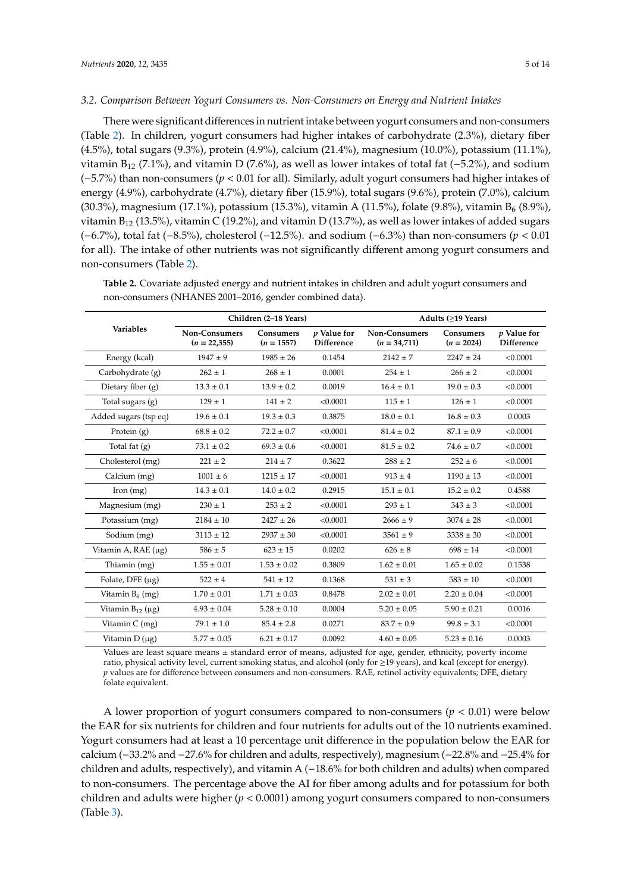### 3.2. Comparison Between Yogurt Consumers vs. Non-Consumers on Energy and Nutrient Intakes

There were significant differences in nutrient intake between yogurt consumers and non-consumers (Table 2). In children, yogurt consumers had higher intakes of carbohydrate (2.3%), dietary fiber (4.5%), total sugars (9.3%), protein (4.9%), calcium (21.4%), magnesium (10.0%), potassium (11.1%), vitamin $B_{12}$ (7.1%), and vitamin D (7.6%), as well as lower intakes of total fat (−5.2%), and sodium (−5.7%) than non-consumers ($p < 0.01$ for all). Similarly, adult yogurt consumers had higher intakes of energy (4.9%), carbohydrate (4.7%), dietary fiber (15.9%), total sugars (9.6%), protein (7.0%), calcium (30.3%), magnesium (17.1%), potassium (15.3%), vitamin A (11.5%), folate (9.8%), vitamin $B_6$ (8.9%), vitamin $B_{12}$ (13.5%), vitamin C (19.2%), and vitamin D (13.7%), as well as lower intakes of added sugars (−6.7%), total fat (−8.5%), cholesterol (−12.5%). and sodium (−6.3%) than non-consumers ($p < 0.01$ for all). The intake of other nutrients was not significantly different among yogurt consumers and non-consumers (Table 2).

**Table 2.** Covariate adjusted energy and nutrient intakes in children and adult yogurt consumers and non-consumers (NHANES 2001–2016, gender combined data).

| Variables | Children (2–18 Years) | | | Adults (≥19 Years) | | |
|---|---|---|---|---|---|---|
| | Non-Consumers ($n$ = 22,355) | Consumers ($n$ = 1557) | $p$ Value for Difference | Non-Consumers ($n$ = 34,711) | Consumers ($n$ = 2024) | $p$ Value for Difference |
| Energy (kcal) | 1947 ± 9 | 1985 ± 26 | 0.1454 | 2142 ± 7 | 2247 ± 24 | <0.0001 |
| Carbohydrate (g) | 262 ± 1 | 268 ± 1 | 0.0001 | 254 ± 1 | 266 ± 2 | <0.0001 |
| Dietary fiber (g) | 13.3 ± 0.1 | 13.9 ± 0.2 | 0.0019 | 16.4 ± 0.1 | 19.0 ± 0.3 | <0.0001 |
| Total sugars (g) | 129 ± 1 | 141 ± 2 | <0.0001 | 115 ± 1 | 126 ± 1 | <0.0001 |
| Added sugars (tsp eq) | 19.6 ± 0.1 | 19.3 ± 0.3 | 0.3875 | 18.0 ± 0.1 | 16.8 ± 0.3 | 0.0003 |
| Protein (g) | 68.8 ± 0.2 | 72.2 ± 0.7 | <0.0001 | 81.4 ± 0.2 | 87.1 ± 0.9 | <0.0001 |
| Total fat (g) | 73.1 ± 0.2 | 69.3 ± 0.6 | <0.0001 | 81.5 ± 0.2 | 74.6 ± 0.7 | <0.0001 |
| Cholesterol (mg) | 221 ± 2 | 214 ± 7 | 0.3622 | 288 ± 2 | 252 ± 6 | <0.0001 |
| Calcium (mg) | 1001 ± 6 | 1215 ± 17 | <0.0001 | 913 ± 4 | 1190 ± 13 | <0.0001 |
| Iron (mg) | 14.3 ± 0.1 | 14.0 ± 0.2 | 0.2915 | 15.1 ± 0.1 | 15.2 ± 0.2 | 0.4588 |
| Magnesium (mg) | 230 ± 1 | 253 ± 2 | <0.0001 | 293 ± 1 | 343 ± 3 | <0.0001 |
| Potassium (mg) | 2184 ± 10 | 2427 ± 26 | <0.0001 | 2666 ± 9 | 3074 ± 28 | <0.0001 |
| Sodium (mg) | 3113 ± 12 | 2937 ± 30 | <0.0001 | 3561 ± 9 | 3338 ± 30 | <0.0001 |
| Vitamin A, RAE (μg) | 586 ± 5 | 623 ± 15 | 0.0202 | 626 ± 8 | 698 ± 14 | <0.0001 |
| Thiamin (mg) | 1.55 ± 0.01 | 1.53 ± 0.02 | 0.3809 | 1.62 ± 0.01 | 1.65 ± 0.02 | 0.1538 |
| Folate, DFE (μg) | 522 ± 4 | 541 ± 12 | 0.1368 | 531 ± 3 | 583 ± 10 | <0.0001 |
| Vitamin $B_6$ (mg) | 1.70 ± 0.01 | 1.71 ± 0.03 | 0.8478 | 2.02 ± 0.01 | 2.20 ± 0.04 | <0.0001 |
| Vitamin $B_{12}$ (μg) | 4.93 ± 0.04 | 5.28 ± 0.10 | 0.0004 | 5.20 ± 0.05 | 5.90 ± 0.21 | 0.0016 |
| Vitamin C (mg) | 79.1 ± 1.0 | 85.4 ± 2.8 | 0.0271 | 83.7 ± 0.9 | 99.8 ± 3.1 | <0.0001 |
| Vitamin D (μg) | 5.77 ± 0.05 | 6.21 ± 0.17 | 0.0092 | 4.60 ± 0.05 | 5.23 ± 0.16 | 0.0003 |

Values are least square means ± standard error of means, adjusted for age, gender, ethnicity, poverty income ratio, physical activity level, current smoking status, and alcohol (only for ≥19 years), and kcal (except for energy). $p$ values are for difference between consumers and non-consumers. RAE, retinol activity equivalents; DFE, dietary folate equivalent.

A lower proportion of yogurt consumers compared to non-consumers ($p < 0.01$) were below the EAR for six nutrients for children and four nutrients for adults out of the 10 nutrients examined. Yogurt consumers had at least a 10 percentage unit difference in the population below the EAR for calcium (−33.2% and −27.6% for children and adults, respectively), magnesium (−22.8% and −25.4% for children and adults, respectively), and vitamin A (−18.6% for both children and adults) when compared to non-consumers. The percentage above the AI for fiber among adults and for potassium for both children and adults were higher ($p < 0.0001$) among yogurt consumers compared to non-consumers (Table 3).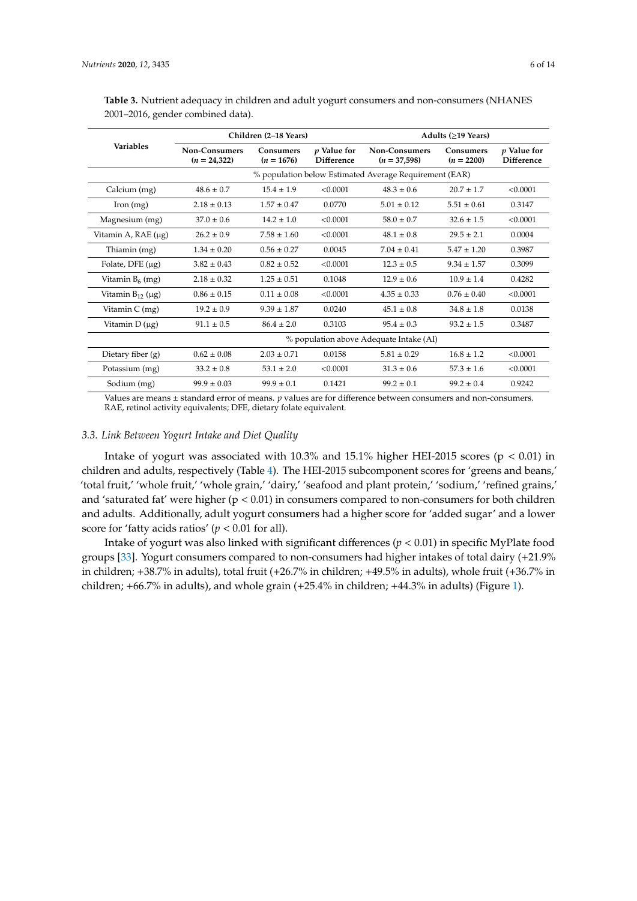**Table 3.** Nutrient adequacy in children and adult yogurt consumers and non-consumers (NHANES 2001–2016, gender combined data).

| Variables | Children (2–18 Years) | | | Adults (≥19 Years) | | |
|---|---|---|---|---|---|---|
| | Non-Consumers ($n$ = 24,322) | Consumers ($n$ = 1676) | $p$ Value for Difference | Non-Consumers ($n$ = 37,598) | Consumers ($n$ = 2200) | $p$ Value for Difference |
| | % population below Estimated Average Requirement (EAR) | | | | | |
| Calcium (mg) | 48.6 ± 0.7 | 15.4 ± 1.9 | <0.0001 | 48.3 ± 0.6 | 20.7 ± 1.7 | <0.0001 |
| Iron (mg) | 2.18 ± 0.13 | 1.57 ± 0.47 | 0.0770 | 5.01 ± 0.12 | 5.51 ± 0.61 | 0.3147 |
| Magnesium (mg) | 37.0 ± 0.6 | 14.2 ± 1.0 | <0.0001 | 58.0 ± 0.7 | 32.6 ± 1.5 | <0.0001 |
| Vitamin A, RAE (μg) | 26.2 ± 0.9 | 7.58 ± 1.60 | <0.0001 | 48.1 ± 0.8 | 29.5 ± 2.1 | 0.0004 |
| Thiamin (mg) | 1.34 ± 0.20 | 0.56 ± 0.27 | 0.0045 | 7.04 ± 0.41 | 5.47 ± 1.20 | 0.3987 |
| Folate, DFE (μg) | 3.82 ± 0.43 | 0.82 ± 0.52 | <0.0001 | 12.3 ± 0.5 | 9.34 ± 1.57 | 0.3099 |
| Vitamin $B_6$ (mg) | 2.18 ± 0.32 | 1.25 ± 0.51 | 0.1048 | 12.9 ± 0.6 | 10.9 ± 1.4 | 0.4282 |
| Vitamin $B_{12}$ (μg) | 0.86 ± 0.15 | 0.11 ± 0.08 | <0.0001 | 4.35 ± 0.33 | 0.76 ± 0.40 | <0.0001 |
| Vitamin C (mg) | 19.2 ± 0.9 | 9.39 ± 1.87 | 0.0240 | 45.1 ± 0.8 | 34.8 ± 1.8 | 0.0138 |
| Vitamin D (μg) | 91.1 ± 0.5 | 86.4 ± 2.0 | 0.3103 | 95.4 ± 0.3 | 93.2 ± 1.5 | 0.3487 |
| | % population above Adequate Intake (AI) | | | | | |
| Dietary fiber (g) | 0.62 ± 0.08 | 2.03 ± 0.71 | 0.0158 | 5.81 ± 0.29 | 16.8 ± 1.2 | <0.0001 |
| Potassium (mg) | 33.2 ± 0.8 | 53.1 ± 2.0 | <0.0001 | 31.3 ± 0.6 | 57.3 ± 1.6 | <0.0001 |
| Sodium (mg) | 99.9 ± 0.03 | 99.9 ± 0.1 | 0.1421 | 99.2 ± 0.1 | 99.2 ± 0.4 | 0.9242 |

Values are means ± standard error of means. $p$ values are for difference between consumers and non-consumers. RAE, retinol activity equivalents; DFE, dietary folate equivalent.

### 3.3. Link Between Yogurt Intake and Diet Quality

Intake of yogurt was associated with 10.3% and 15.1% higher HEI-2015 scores ($p < 0.01$) in children and adults, respectively (Table 4). The HEI-2015 subcomponent scores for 'greens and beans,' 'total fruit,' 'whole fruit,' 'whole grain,' 'dairy,' 'seafood and plant protein,' 'sodium,' 'refined grains,' and 'saturated fat' were higher ($p < 0.01$) in consumers compared to non-consumers for both children and adults. Additionally, adult yogurt consumers had a higher score for 'added sugar' and a lower score for 'fatty acids ratios' ($p < 0.01$ for all).

Intake of yogurt was also linked with significant differences ($p < 0.01$) in specific MyPlate food groups [33]. Yogurt consumers compared to non-consumers had higher intakes of total dairy (+21.9% in children; +38.7% in adults), total fruit (+26.7% in children; +49.5% in adults), whole fruit (+36.7% in children; +66.7% in adults), and whole grain (+25.4% in children; +44.3% in adults) (Figure 1).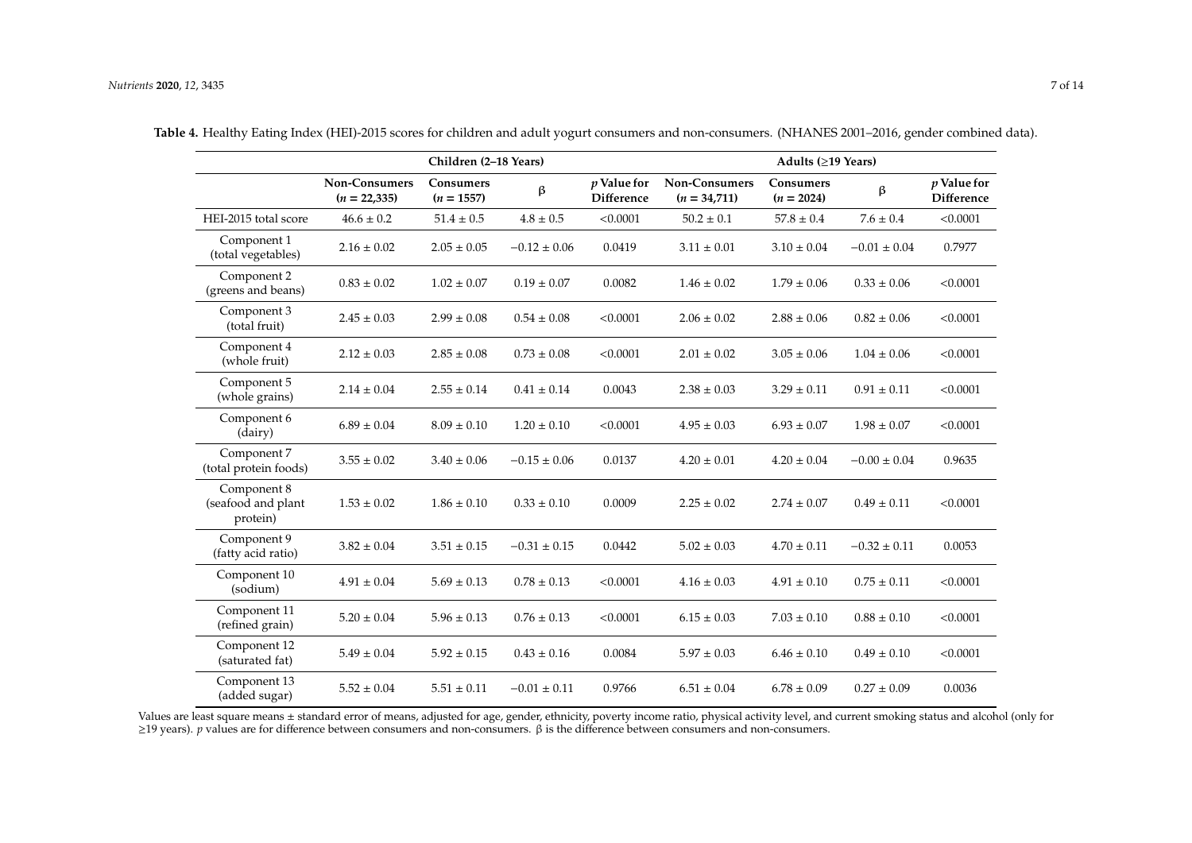**Table 4.** Healthy Eating Index (HEI)-2015 scores for children and adult yogurt consumers and non-consumers. (NHANES 2001–2016, gender combined data).

| | Children (2–18 Years) | | | | Adults (≥19 Years) | | | |
|---|---|---|---|---|---|---|---|---|
| | **Non-Consumers ($n$ = 22,335)** | **Consumers ($n$ = 1557)** | **β** | ***p* Value for Difference** | **Non-Consumers ($n$ = 34,711)** | **Consumers ($n$ = 2024)** | **β** | ***p* Value for Difference** |
| HEI-2015 total score | 46.6 ± 0.2 | 51.4 ± 0.5 | 4.8 ± 0.5 | <0.0001 | 50.2 ± 0.1 | 57.8 ± 0.4 | 7.6 ± 0.4 | <0.0001 |
| Component 1 (total vegetables) | 2.16 ± 0.02 | 2.05 ± 0.05 | −0.12 ± 0.06 | 0.0419 | 3.11 ± 0.01 | 3.10 ± 0.04 | −0.01 ± 0.04 | 0.7977 |
| Component 2 (greens and beans) | 0.83 ± 0.02 | 1.02 ± 0.07 | 0.19 ± 0.07 | 0.0082 | 1.46 ± 0.02 | 1.79 ± 0.06 | 0.33 ± 0.06 | <0.0001 |
| Component 3 (total fruit) | 2.45 ± 0.03 | 2.99 ± 0.08 | 0.54 ± 0.08 | <0.0001 | 2.06 ± 0.02 | 2.88 ± 0.06 | 0.82 ± 0.06 | <0.0001 |
| Component 4 (whole fruit) | 2.12 ± 0.03 | 2.85 ± 0.08 | 0.73 ± 0.08 | <0.0001 | 2.01 ± 0.02 | 3.05 ± 0.06 | 1.04 ± 0.06 | <0.0001 |
| Component 5 (whole grains) | 2.14 ± 0.04 | 2.55 ± 0.14 | 0.41 ± 0.14 | 0.0043 | 2.38 ± 0.03 | 3.29 ± 0.11 | 0.91 ± 0.11 | <0.0001 |
| Component 6 (dairy) | 6.89 ± 0.04 | 8.09 ± 0.10 | 1.20 ± 0.10 | <0.0001 | 4.95 ± 0.03 | 6.93 ± 0.07 | 1.98 ± 0.07 | <0.0001 |
| Component 7 (total protein foods) | 3.55 ± 0.02 | 3.40 ± 0.06 | −0.15 ± 0.06 | 0.0137 | 4.20 ± 0.01 | 4.20 ± 0.04 | −0.00 ± 0.04 | 0.9635 |
| Component 8 (seafood and plant protein) | 1.53 ± 0.02 | 1.86 ± 0.10 | 0.33 ± 0.10 | 0.0009 | 2.25 ± 0.02 | 2.74 ± 0.07 | 0.49 ± 0.11 | <0.0001 |
| Component 9 (fatty acid ratio) | 3.82 ± 0.04 | 3.51 ± 0.15 | −0.31 ± 0.15 | 0.0442 | 5.02 ± 0.03 | 4.70 ± 0.11 | −0.32 ± 0.11 | 0.0053 |
| Component 10 (sodium) | 4.91 ± 0.04 | 5.69 ± 0.13 | 0.78 ± 0.13 | <0.0001 | 4.16 ± 0.03 | 4.91 ± 0.10 | 0.75 ± 0.11 | <0.0001 |
| Component 11 (refined grain) | 5.20 ± 0.04 | 5.96 ± 0.13 | 0.76 ± 0.13 | <0.0001 | 6.15 ± 0.03 | 7.03 ± 0.10 | 0.88 ± 0.10 | <0.0001 |
| Component 12 (saturated fat) | 5.49 ± 0.04 | 5.92 ± 0.15 | 0.43 ± 0.16 | 0.0084 | 5.97 ± 0.03 | 6.46 ± 0.10 | 0.49 ± 0.10 | <0.0001 |
| Component 13 (added sugar) | 5.52 ± 0.04 | 5.51 ± 0.11 | −0.01 ± 0.11 | 0.9766 | 6.51 ± 0.04 | 6.78 ± 0.09 | 0.27 ± 0.09 | 0.0036 |

Values are least square means ± standard error of means, adjusted for age, gender, ethnicity, poverty income ratio, physical activity level, and current smoking status and alcohol (only for ≥19 years). *p* values are for difference between consumers and non-consumers. β is the difference between consumers and non-consumers.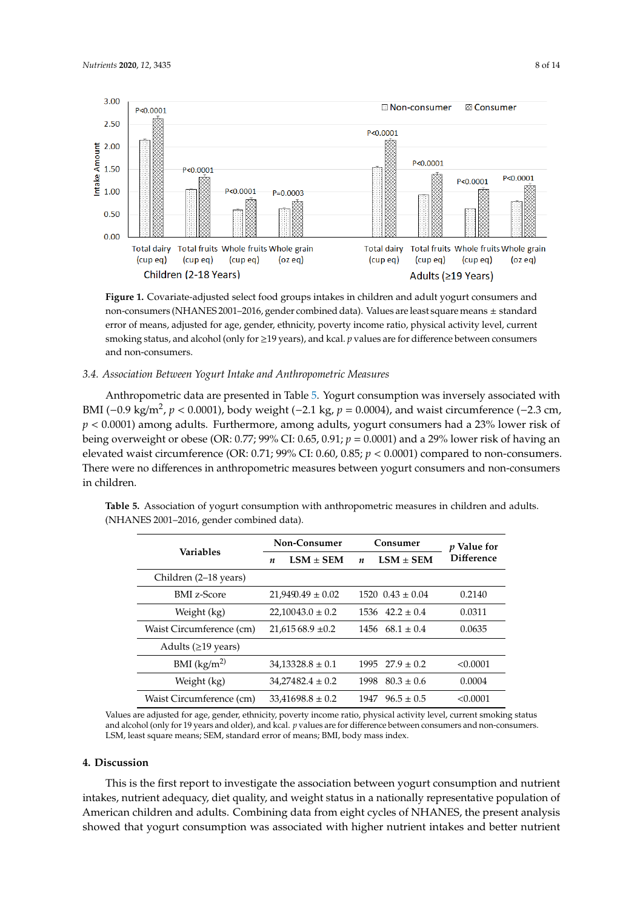Figure 1. Covariate-adjusted select food groups intakes in children and adult yogurt consumers and non-consumers (NHANES 2001–2016, gender combined data). Values are least square means ± standard error of means, adjusted for age, gender, ethnicity, poverty income ratio, physical activity level, current smoking status, and alcohol (only for ≥19 years), and kcal. $p$ values are for difference between consumers and non-consumers.

### 3.4. Association Between Yogurt Intake and Anthropometric Measures

Anthropometric data are presented in Table 5. Yogurt consumption was inversely associated with BMI (−0.9 kg/m$^2$, $p < 0.0001$), body weight (−2.1 kg, $p = 0.0004$), and waist circumference (−2.3 cm, $p < 0.0001$) among adults. Furthermore, among adults, yogurt consumers had a 23% lower risk of being overweight or obese (OR: 0.77; 99% CI: 0.65, 0.91; $p = 0.0001$) and a 29% lower risk of having an elevated waist circumference (OR: 0.71; 99% CI: 0.60, 0.85; $p < 0.0001$) compared to non-consumers. There were no differences in anthropometric measures between yogurt consumers and non-consumers in children.

**Table 5.** Association of yogurt consumption with anthropometric measures in children and adults. (NHANES 2001–2016, gender combined data).

| Variables | Non-Consumer | | Consumer | | $p$ Value for Difference |
|---|---|---|---|---|---|
| | $n$ | LSM ± SEM | $n$ | LSM ± SEM | |
| Children (2–18 years) | | | | | |
| BMI z-Score | 21,949 | 0.49 ± 0.02 | 1520 | 0.43 ± 0.04 | 0.2140 |
| Weight (kg) | 22,100 | 43.0 ± 0.2 | 1536 | 42.2 ± 0.4 | 0.0311 |
| Waist Circumference (cm) | 21,615 | 68.9 ±0.2 | 1456 | 68.1 ± 0.4 | 0.0635 |
| Adults (≥19 years) | | | | | |
| BMI (kg/m$^2$) | 34,133 | 28.8 ± 0.1 | 1995 | 27.9 ± 0.2 | <0.0001 |
| Weight (kg) | 34,274 | 82.4 ± 0.2 | 1998 | 80.3 ± 0.6 | 0.0004 |
| Waist Circumference (cm) | 33,416 | 98.8 ± 0.2 | 1947 | 96.5 ± 0.5 | <0.0001 |

Values are adjusted for age, gender, ethnicity, poverty income ratio, physical activity level, current smoking status and alcohol (only for 19 years and older), and kcal. $p$ values are for difference between consumers and non-consumers. LSM, least square means; SEM, standard error of means; BMI, body mass index.

## 4. Discussion

This is the first report to investigate the association between yogurt consumption and nutrient intakes, nutrient adequacy, diet quality, and weight status in a nationally representative population of American children and adults. Combining data from eight cycles of NHANES, the present analysis showed that yogurt consumption was associated with higher nutrient intakes and better nutrient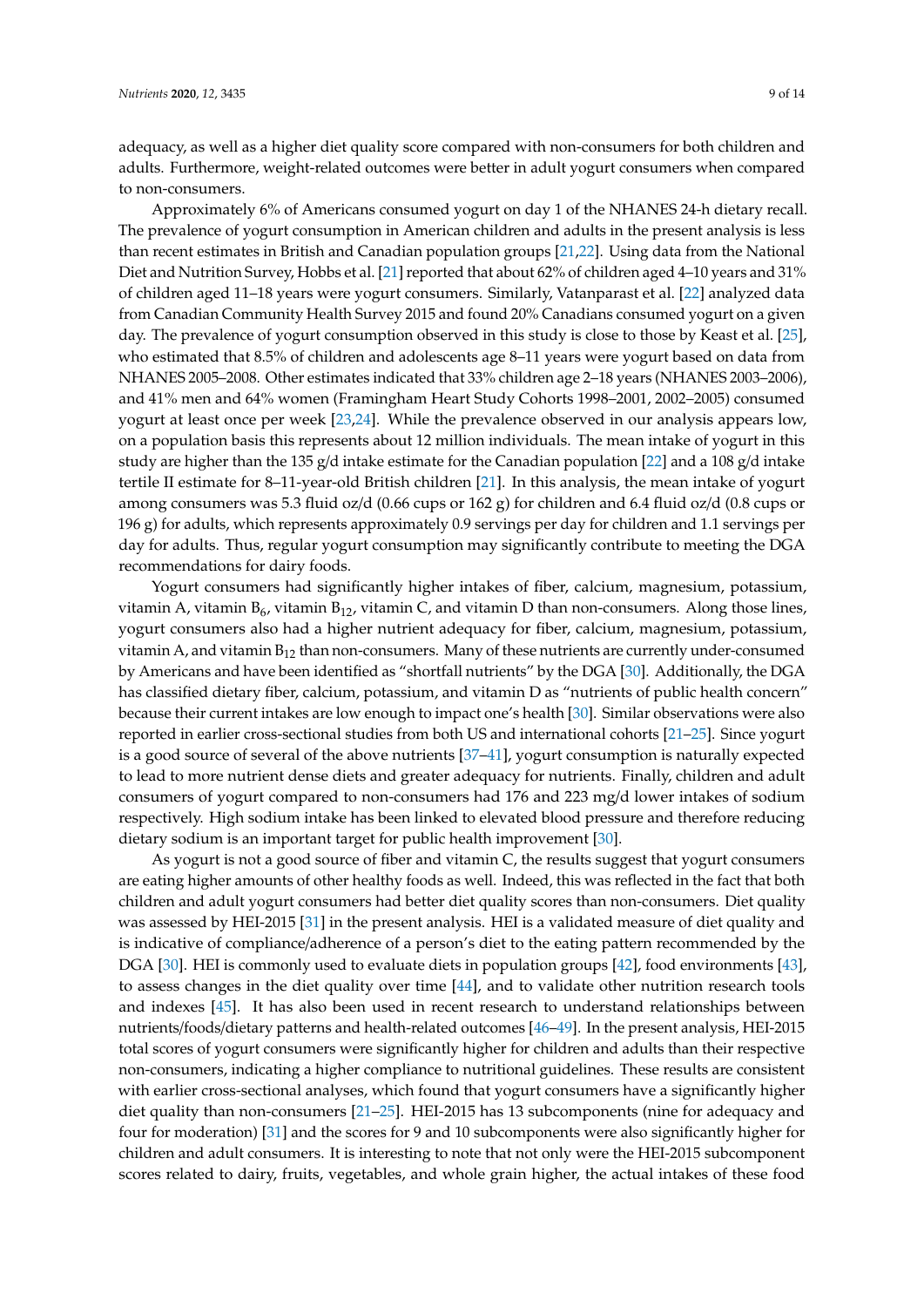adequacy, as well as a higher diet quality score compared with non-consumers for both children and adults. Furthermore, weight-related outcomes were better in adult yogurt consumers when compared to non-consumers.

Approximately 6% of Americans consumed yogurt on day 1 of the NHANES 24-h dietary recall. The prevalence of yogurt consumption in American children and adults in the present analysis is less than recent estimates in British and Canadian population groups [21,22]. Using data from the National Diet and Nutrition Survey, Hobbs et al. [21] reported that about 62% of children aged 4–10 years and 31% of children aged 11–18 years were yogurt consumers. Similarly, Vatanparast et al. [22] analyzed data from Canadian Community Health Survey 2015 and found 20% Canadians consumed yogurt on a given day. The prevalence of yogurt consumption observed in this study is close to those by Keast et al. [25], who estimated that 8.5% of children and adolescents age 8–11 years were yogurt based on data from NHANES 2005–2008. Other estimates indicated that 33% children age 2–18 years (NHANES 2003–2006), and 41% men and 64% women (Framingham Heart Study Cohorts 1998–2001, 2002–2005) consumed yogurt at least once per week [23,24]. While the prevalence observed in our analysis appears low, on a population basis this represents about 12 million individuals. The mean intake of yogurt in this study are higher than the 135 g/d intake estimate for the Canadian population [22] and a 108 g/d intake tertile II estimate for 8–11-year-old British children [21]. In this analysis, the mean intake of yogurt among consumers was 5.3 fluid oz/d (0.66 cups or 162 g) for children and 6.4 fluid oz/d (0.8 cups or 196 g) for adults, which represents approximately 0.9 servings per day for children and 1.1 servings per day for adults. Thus, regular yogurt consumption may significantly contribute to meeting the DGA recommendations for dairy foods.

Yogurt consumers had significantly higher intakes of fiber, calcium, magnesium, potassium, vitamin A, vitamin $B_6$, vitamin $B_{12}$, vitamin C, and vitamin D than non-consumers. Along those lines, yogurt consumers also had a higher nutrient adequacy for fiber, calcium, magnesium, potassium, vitamin A, and vitamin $B_{12}$ than non-consumers. Many of these nutrients are currently under-consumed by Americans and have been identified as "shortfall nutrients" by the DGA [30]. Additionally, the DGA has classified dietary fiber, calcium, potassium, and vitamin D as "nutrients of public health concern" because their current intakes are low enough to impact one's health [30]. Similar observations were also reported in earlier cross-sectional studies from both US and international cohorts [21–25]. Since yogurt is a good source of several of the above nutrients [37–41], yogurt consumption is naturally expected to lead to more nutrient dense diets and greater adequacy for nutrients. Finally, children and adult consumers of yogurt compared to non-consumers had 176 and 223 mg/d lower intakes of sodium respectively. High sodium intake has been linked to elevated blood pressure and therefore reducing dietary sodium is an important target for public health improvement [30].

As yogurt is not a good source of fiber and vitamin C, the results suggest that yogurt consumers are eating higher amounts of other healthy foods as well. Indeed, this was reflected in the fact that both children and adult yogurt consumers had better diet quality scores than non-consumers. Diet quality was assessed by HEI-2015 [31] in the present analysis. HEI is a validated measure of diet quality and is indicative of compliance/adherence of a person's diet to the eating pattern recommended by the DGA [30]. HEI is commonly used to evaluate diets in population groups [42], food environments [43], to assess changes in the diet quality over time [44], and to validate other nutrition research tools and indexes [45]. It has also been used in recent research to understand relationships between nutrients/foods/dietary patterns and health-related outcomes [46–49]. In the present analysis, HEI-2015 total scores of yogurt consumers were significantly higher for children and adults than their respective non-consumers, indicating a higher compliance to nutritional guidelines. These results are consistent with earlier cross-sectional analyses, which found that yogurt consumers have a significantly higher diet quality than non-consumers [21–25]. HEI-2015 has 13 subcomponents (nine for adequacy and four for moderation) [31] and the scores for 9 and 10 subcomponents were also significantly higher for children and adult consumers. It is interesting to note that not only were the HEI-2015 subcomponent scores related to dairy, fruits, vegetables, and whole grain higher, the actual intakes of these food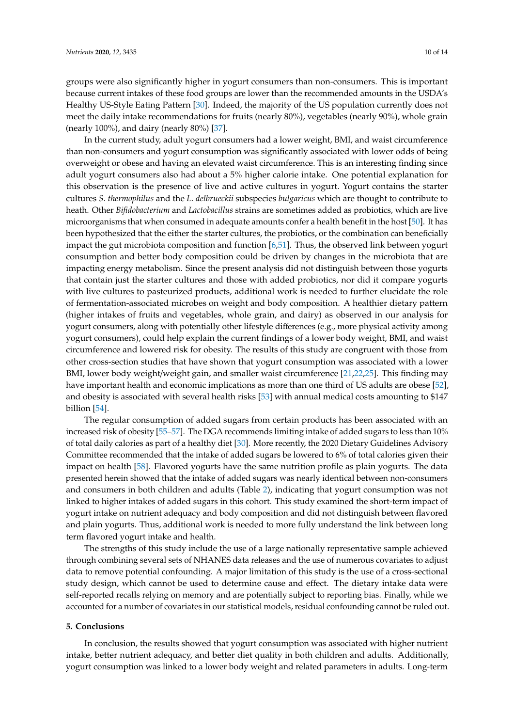groups were also significantly higher in yogurt consumers than non-consumers. This is important because current intakes of these food groups are lower than the recommended amounts in the USDA's Healthy US-Style Eating Pattern [30]. Indeed, the majority of the US population currently does not meet the daily intake recommendations for fruits (nearly 80%), vegetables (nearly 90%), whole grain (nearly 100%), and dairy (nearly 80%) [37].

In the current study, adult yogurt consumers had a lower weight, BMI, and waist circumference than non-consumers and yogurt consumption was significantly associated with lower odds of being overweight or obese and having an elevated waist circumference. This is an interesting finding since adult yogurt consumers also had about a 5% higher calorie intake. One potential explanation for this observation is the presence of live and active cultures in yogurt. Yogurt contains the starter cultures *S. thermophilus* and the *L. delbrueckii* subspecies *bulgaricus* which are thought to contribute to heath. Other *Bifidobacterium* and *Lactobacillus* strains are sometimes added as probiotics, which are live microorganisms that when consumed in adequate amounts confer a health benefit in the host [50]. It has been hypothesized that the either the starter cultures, the probiotics, or the combination can beneficially impact the gut microbiota composition and function [6,51]. Thus, the observed link between yogurt consumption and better body composition could be driven by changes in the microbiota that are impacting energy metabolism. Since the present analysis did not distinguish between those yogurts that contain just the starter cultures and those with added probiotics, nor did it compare yogurts with live cultures to pasteurized products, additional work is needed to further elucidate the role of fermentation-associated microbes on weight and body composition. A healthier dietary pattern (higher intakes of fruits and vegetables, whole grain, and dairy) as observed in our analysis for yogurt consumers, along with potentially other lifestyle differences (e.g., more physical activity among yogurt consumers), could help explain the current findings of a lower body weight, BMI, and waist circumference and lowered risk for obesity. The results of this study are congruent with those from other cross-section studies that have shown that yogurt consumption was associated with a lower BMI, lower body weight/weight gain, and smaller waist circumference [21,22,25]. This finding may have important health and economic implications as more than one third of US adults are obese [52], and obesity is associated with several health risks [53] with annual medical costs amounting to $147 billion [54].

The regular consumption of added sugars from certain products has been associated with an increased risk of obesity [55–57]. The DGA recommends limiting intake of added sugars to less than 10% of total daily calories as part of a healthy diet [30]. More recently, the 2020 Dietary Guidelines Advisory Committee recommended that the intake of added sugars be lowered to 6% of total calories given their impact on health [58]. Flavored yogurts have the same nutrition profile as plain yogurts. The data presented herein showed that the intake of added sugars was nearly identical between non-consumers and consumers in both children and adults (Table 2), indicating that yogurt consumption was not linked to higher intakes of added sugars in this cohort. This study examined the short-term impact of yogurt intake on nutrient adequacy and body composition and did not distinguish between flavored and plain yogurts. Thus, additional work is needed to more fully understand the link between long term flavored yogurt intake and health.

The strengths of this study include the use of a large nationally representative sample achieved through combining several sets of NHANES data releases and the use of numerous covariates to adjust data to remove potential confounding. A major limitation of this study is the use of a cross-sectional study design, which cannot be used to determine cause and effect. The dietary intake data were self-reported recalls relying on memory and are potentially subject to reporting bias. Finally, while we accounted for a number of covariates in our statistical models, residual confounding cannot be ruled out.

## 5. Conclusions

In conclusion, the results showed that yogurt consumption was associated with higher nutrient intake, better nutrient adequacy, and better diet quality in both children and adults. Additionally, yogurt consumption was linked to a lower body weight and related parameters in adults. Long-term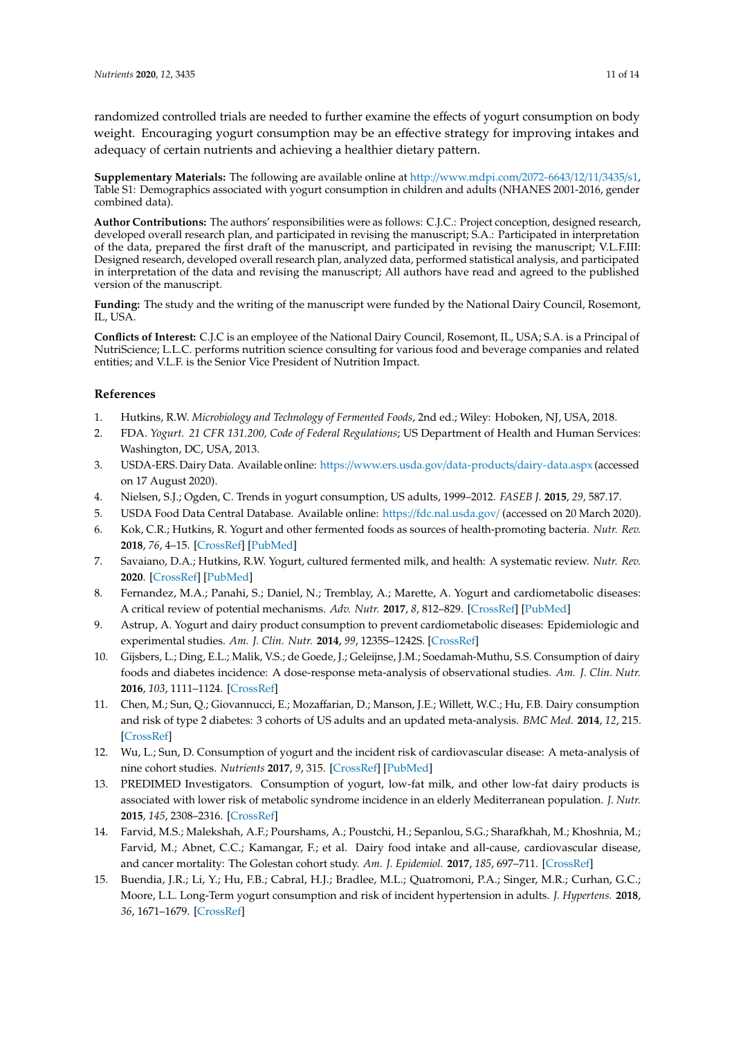randomized controlled trials are needed to further examine the effects of yogurt consumption on body weight. Encouraging yogurt consumption may be an effective strategy for improving intakes and adequacy of certain nutrients and achieving a healthier dietary pattern.

**Supplementary Materials:** The following are available online at http://www.mdpi.com/2072-6643/12/11/3435/s1, Table S1: Demographics associated with yogurt consumption in children and adults (NHANES 2001-2016, gender combined data).

**Author Contributions:** The authors' responsibilities were as follows: C.J.C.: Project conception, designed research, developed overall research plan, and participated in revising the manuscript; S.A.: Participated in interpretation of the data, prepared the first draft of the manuscript, and participated in revising the manuscript; V.L.F.III: Designed research, developed overall research plan, analyzed data, performed statistical analysis, and participated in interpretation of the data and revising the manuscript; All authors have read and agreed to the published version of the manuscript.

**Funding:** The study and the writing of the manuscript were funded by the National Dairy Council, Rosemont, IL, USA.

**Conflicts of Interest:** C.J.C is an employee of the National Dairy Council, Rosemont, IL, USA; S.A. is a Principal of NutriScience; L.L.C. performs nutrition science consulting for various food and beverage companies and related entities; and V.L.F. is the Senior Vice President of Nutrition Impact.

## References

1. Hutkins, R.W. *Microbiology and Technology of Fermented Foods*, 2nd ed.; Wiley: Hoboken, NJ, USA, 2018.
2. FDA. *Yogurt. 21 CFR 131.200, Code of Federal Regulations*; US Department of Health and Human Services: Washington, DC, USA, 2013.
3. USDA-ERS. Dairy Data. Available online: https://www.ers.usda.gov/data-products/dairy-data.aspx (accessed on 17 August 2020).
4. Nielsen, S.J.; Ogden, C. Trends in yogurt consumption, US adults, 1999–2012. *FASEB J.* **2015**, *29*, 587.17.
5. USDA Food Data Central Database. Available online: https://fdc.nal.usda.gov/ (accessed on 20 March 2020).
6. Kok, C.R.; Hutkins, R. Yogurt and other fermented foods as sources of health-promoting bacteria. *Nutr. Rev.* **2018**, *76*, 4–15. [CrossRef] [PubMed]
7. Savaiano, D.A.; Hutkins, R.W. Yogurt, cultured fermented milk, and health: A systematic review. *Nutr. Rev.* **2020**. [CrossRef] [PubMed]
8. Fernandez, M.A.; Panahi, S.; Daniel, N.; Tremblay, A.; Marette, A. Yogurt and cardiometabolic diseases: A critical review of potential mechanisms. *Adv. Nutr.* **2017**, *8*, 812–829. [CrossRef] [PubMed]
9. Astrup, A. Yogurt and dairy product consumption to prevent cardiometabolic diseases: Epidemiologic and experimental studies. *Am. J. Clin. Nutr.* **2014**, *99*, 1235S–1242S. [CrossRef]
10. Gijsbers, L.; Ding, E.L.; Malik, V.S.; de Goede, J.; Geleijnse, J.M.; Soedamah-Muthu, S.S. Consumption of dairy foods and diabetes incidence: A dose-response meta-analysis of observational studies. *Am. J. Clin. Nutr.* **2016**, *103*, 1111–1124. [CrossRef]
11. Chen, M.; Sun, Q.; Giovannucci, E.; Mozaffarian, D.; Manson, J.E.; Willett, W.C.; Hu, F.B. Dairy consumption and risk of type 2 diabetes: 3 cohorts of US adults and an updated meta-analysis. *BMC Med.* **2014**, *12*, 215. [CrossRef]
12. Wu, L.; Sun, D. Consumption of yogurt and the incident risk of cardiovascular disease: A meta-analysis of nine cohort studies. *Nutrients* **2017**, *9*, 315. [CrossRef] [PubMed]
13. PREDIMED Investigators. Consumption of yogurt, low-fat milk, and other low-fat dairy products is associated with lower risk of metabolic syndrome incidence in an elderly Mediterranean population. *J. Nutr.* **2015**, *145*, 2308–2316. [CrossRef]
14. Farvid, M.S.; Malekshah, A.F.; Pourshams, A.; Poustchi, H.; Sepanlou, S.G.; Sharafkhah, M.; Khoshnia, M.; Farvid, M.; Abnet, C.C.; Kamangar, F.; et al. Dairy food intake and all-cause, cardiovascular disease, and cancer mortality: The Golestan cohort study. *Am. J. Epidemiol.* **2017**, *185*, 697–711. [CrossRef]
15. Buendia, J.R.; Li, Y.; Hu, F.B.; Cabral, H.J.; Bradlee, M.L.; Quatromoni, P.A.; Singer, M.R.; Curhan, G.C.; Moore, L.L. Long-Term yogurt consumption and risk of incident hypertension in adults. *J. Hypertens.* **2018**, *36*, 1671–1679. [CrossRef]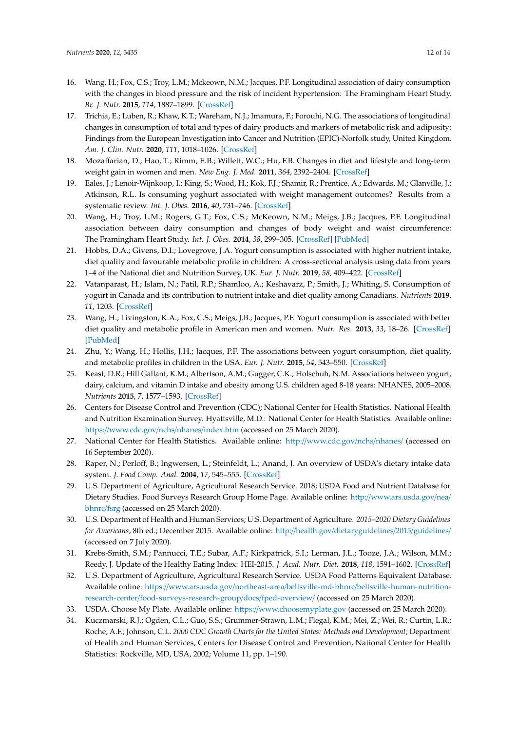16. Wang, H.; Fox, C.S.; Troy, L.M.; Mckeown, N.M.; Jacques, P.F. Longitudinal association of dairy consumption with the changes in blood pressure and the risk of incident hypertension: The Framingham Heart Study. *Br. J. Nutr.* **2015**, *114*, 1887–1899. [CrossRef]
17. Trichia, E.; Luben, R.; Khaw, K.T.; Wareham, N.J.; Imamura, F.; Forouhi, N.G. The associations of longitudinal changes in consumption of total and types of dairy products and markers of metabolic risk and adiposity: Findings from the European Investigation into Cancer and Nutrition (EPIC)-Norfolk study, United Kingdom. *Am. J. Clin. Nutr.* **2020**, *111*, 1018–1026. [CrossRef]
18. Mozaffarian, D.; Hao, T.; Rimm, E.B.; Willett, W.C.; Hu, F.B. Changes in diet and lifestyle and long-term weight gain in women and men. *New Eng. J. Med.* **2011**, *364*, 2392–2404. [CrossRef]
19. Eales, J.; Lenoir-Wijnkoop, I.; King, S.; Wood, H.; Kok, F.J.; Shamir, R.; Prentice, A.; Edwards, M.; Glanville, J.; Atkinson, R.L. Is consuming yoghurt associated with weight management outcomes? Results from a systematic review. *Int. J. Obes.* **2016**, *40*, 731–746. [CrossRef]
20. Wang, H.; Troy, L.M.; Rogers, G.T.; Fox, C.S.; McKeown, N.M.; Meigs, J.B.; Jacques, P.F. Longitudinal association between dairy consumption and changes of body weight and waist circumference: The Framingham Heart Study. *Int. J. Obes.* **2014**, *38*, 299–305. [CrossRef] [PubMed]
21. Hobbs, D.A.; Givens, D.I.; Lovegrove, J.A. Yogurt consumption is associated with higher nutrient intake, diet quality and favourable metabolic profile in children: A cross-sectional analysis using data from years 1–4 of the National diet and Nutrition Survey, UK. *Eur. J. Nutr.* **2019**, *58*, 409–422. [CrossRef]
22. Vatanparast, H.; Islam, N.; Patil, R.P.; Shamloo, A.; Keshavarz, P.; Smith, J.; Whiting, S. Consumption of yogurt in Canada and its contribution to nutrient intake and diet quality among Canadians. *Nutrients* **2019**, *11*, 1203. [CrossRef]
23. Wang, H.; Livingston, K.A.; Fox, C.S.; Meigs, J.B.; Jacques, P.F. Yogurt consumption is associated with better diet quality and metabolic profile in American men and women. *Nutr. Res.* **2013**, *33*, 18–26. [CrossRef] [PubMed]
24. Zhu, Y.; Wang, H.; Hollis, J.H.; Jacques, P.F. The associations between yogurt consumption, diet quality, and metabolic profiles in children in the USA. *Eur. J. Nutr.* **2015**, *54*, 543–550. [CrossRef]
25. Keast, D.R.; Hill Gallant, K.M.; Albertson, A.M.; Gugger, C.K.; Holschuh, N.M. Associations between yogurt, dairy, calcium, and vitamin D intake and obesity among U.S. children aged 8-18 years: NHANES, 2005–2008. *Nutrients* **2015**, *7*, 1577–1593. [CrossRef]
26. Centers for Disease Control and Prevention (CDC); National Center for Health Statistics. National Health and Nutrition Examination Survey. Hyattsville, M.D.: National Center for Health Statistics. Available online: https://www.cdc.gov/nchs/nhanes/index.htm (accessed on 25 March 2020).
27. National Center for Health Statistics. Available online: http://www.cdc.gov/nchs/nhanes/ (accessed on 16 September 2020).
28. Raper, N.; Perloff, B.; Ingwersen, L.; Steinfeldt, L.; Anand, J. An overview of USDA's dietary intake data system. *J. Food Comp. Anal.* **2004**, *17*, 545–555. [CrossRef]
29. U.S. Department of Agriculture, Agricultural Research Service. 2018; USDA Food and Nutrient Database for Dietary Studies. Food Surveys Research Group Home Page. Available online: http://www.ars.usda.gov/nea/bhnrc/fsrg (accessed on 25 March 2020).
30. U.S. Department of Health and Human Services; U.S. Department of Agriculture. *2015–2020 Dietary Guidelines for Americans*, 8th ed.; December 2015. Available online: http://health.gov/dietaryguidelines/2015/guidelines/ (accessed on 7 July 2020).
31. Krebs-Smith, S.M.; Pannucci, T.E.; Subar, A.F.; Kirkpatrick, S.I.; Lerman, J.L.; Tooze, J.A.; Wilson, M.M.; Reedy, J. Update of the Healthy Eating Index: HEI-2015. *J. Acad. Nutr. Diet.* **2018**, *118*, 1591–1602. [CrossRef]
32. U.S. Department of Agriculture, Agricultural Research Service. USDA Food Patterns Equivalent Database. Available online: https://www.ars.usda.gov/northeast-area/beltsville-md-bhnrc/beltsville-human-nutrition-research-center/food-surveys-research-group/docs/fped-overview/ (accessed on 25 March 2020).
33. USDA. Choose My Plate. Available online: https://www.choosemyplate.gov (accessed on 25 March 2020).
34. Kuczmarski, R.J.; Ogden, C.L.; Guo, S.S.; Grummer-Strawn, L.M.; Flegal, K.M.; Mei, Z.; Wei, R.; Curtin, L.R.; Roche, A.F.; Johnson, C.L. *2000 CDC Growth Charts for the United States: Methods and Development*; Department of Health and Human Services, Centers for Disease Control and Prevention, National Center for Health Statistics: Rockville, MD, USA, 2002; Volume 11, pp. 1–190.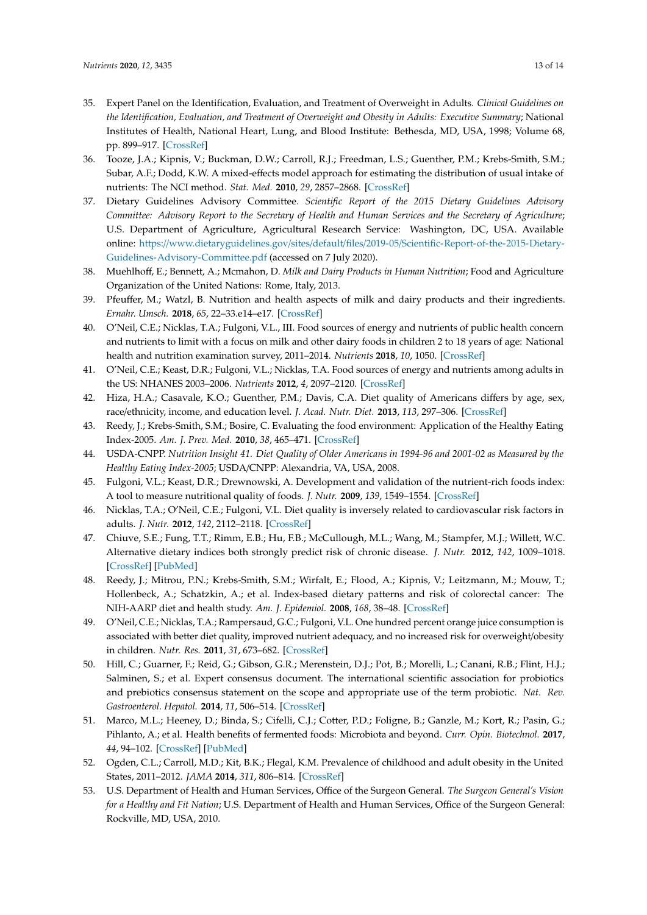35. Expert Panel on the Identification, Evaluation, and Treatment of Overweight in Adults. *Clinical Guidelines on the Identification, Evaluation, and Treatment of Overweight and Obesity in Adults: Executive Summary*; National Institutes of Health, National Heart, Lung, and Blood Institute: Bethesda, MD, USA, 1998; Volume 68, pp. 899–917. [CrossRef]
36. Tooze, J.A.; Kipnis, V.; Buckman, D.W.; Carroll, R.J.; Freedman, L.S.; Guenther, P.M.; Krebs-Smith, S.M.; Subar, A.F.; Dodd, K.W. A mixed-effects model approach for estimating the distribution of usual intake of nutrients: The NCI method. *Stat. Med.* **2010**, *29*, 2857–2868. [CrossRef]
37. Dietary Guidelines Advisory Committee. *Scientific Report of the 2015 Dietary Guidelines Advisory Committee: Advisory Report to the Secretary of Health and Human Services and the Secretary of Agriculture*; U.S. Department of Agriculture, Agricultural Research Service: Washington, DC, USA. Available online: https://www.dietaryguidelines.gov/sites/default/files/2019-05/Scientific-Report-of-the-2015-Dietary-Guidelines-Advisory-Committee.pdf (accessed on 7 July 2020).
38. Muehlhoff, E.; Bennett, A.; Mcmahon, D. *Milk and Dairy Products in Human Nutrition*; Food and Agriculture Organization of the United Nations: Rome, Italy, 2013.
39. Pfeuffer, M.; Watzl, B. Nutrition and health aspects of milk and dairy products and their ingredients. *Ernahr. Umsch.* **2018**, *65*, 22–33.e14–e17. [CrossRef]
40. O'Neil, C.E.; Nicklas, T.A.; Fulgoni, V.L., III. Food sources of energy and nutrients of public health concern and nutrients to limit with a focus on milk and other dairy foods in children 2 to 18 years of age: National health and nutrition examination survey, 2011–2014. *Nutrients* **2018**, *10*, 1050. [CrossRef]
41. O'Neil, C.E.; Keast, D.R.; Fulgoni, V.L.; Nicklas, T.A. Food sources of energy and nutrients among adults in the US: NHANES 2003–2006. *Nutrients* **2012**, *4*, 2097–2120. [CrossRef]
42. Hiza, H.A.; Casavale, K.O.; Guenther, P.M.; Davis, C.A. Diet quality of Americans differs by age, sex, race/ethnicity, income, and education level. *J. Acad. Nutr. Diet.* **2013**, *113*, 297–306. [CrossRef]
43. Reedy, J.; Krebs-Smith, S.M.; Bosire, C. Evaluating the food environment: Application of the Healthy Eating Index-2005. *Am. J. Prev. Med.* **2010**, *38*, 465–471. [CrossRef]
44. USDA-CNPP. *Nutrition Insight 41. Diet Quality of Older Americans in 1994-96 and 2001-02 as Measured by the Healthy Eating Index-2005*; USDA/CNPP: Alexandria, VA, USA, 2008.
45. Fulgoni, V.L.; Keast, D.R.; Drewnowski, A. Development and validation of the nutrient-rich foods index: A tool to measure nutritional quality of foods. *J. Nutr.* **2009**, *139*, 1549–1554. [CrossRef]
46. Nicklas, T.A.; O'Neil, C.E.; Fulgoni, V.L. Diet quality is inversely related to cardiovascular risk factors in adults. *J. Nutr.* **2012**, *142*, 2112–2118. [CrossRef]
47. Chiuve, S.E.; Fung, T.T.; Rimm, E.B.; Hu, F.B.; McCullough, M.L.; Wang, M.; Stampfer, M.J.; Willett, W.C. Alternative dietary indices both strongly predict risk of chronic disease. *J. Nutr.* **2012**, *142*, 1009–1018. [CrossRef] [PubMed]
48. Reedy, J.; Mitrou, P.N.; Krebs-Smith, S.M.; Wirfalt, E.; Flood, A.; Kipnis, V.; Leitzmann, M.; Mouw, T.; Hollenbeck, A.; Schatzkin, A.; et al. Index-based dietary patterns and risk of colorectal cancer: The NIH-AARP diet and health study. *Am. J. Epidemiol.* **2008**, *168*, 38–48. [CrossRef]
49. O'Neil, C.E.; Nicklas, T.A.; Rampersaud, G.C.; Fulgoni, V.L. One hundred percent orange juice consumption is associated with better diet quality, improved nutrient adequacy, and no increased risk for overweight/obesity in children. *Nutr. Res.* **2011**, *31*, 673–682. [CrossRef]
50. Hill, C.; Guarner, F.; Reid, G.; Gibson, G.R.; Merenstein, D.J.; Pot, B.; Morelli, L.; Canani, R.B.; Flint, H.J.; Salminen, S.; et al. Expert consensus document. The international scientific association for probiotics and prebiotics consensus statement on the scope and appropriate use of the term probiotic. *Nat. Rev. Gastroenterol. Hepatol.* **2014**, *11*, 506–514. [CrossRef]
51. Marco, M.L.; Heeney, D.; Binda, S.; Cifelli, C.J.; Cotter, P.D.; Foligne, B.; Ganzle, M.; Kort, R.; Pasin, G.; Pihlanto, A.; et al. Health benefits of fermented foods: Microbiota and beyond. *Curr. Opin. Biotechnol.* **2017**, *44*, 94–102. [CrossRef] [PubMed]
52. Ogden, C.L.; Carroll, M.D.; Kit, B.K.; Flegal, K.M. Prevalence of childhood and adult obesity in the United States, 2011–2012. *JAMA* **2014**, *311*, 806–814. [CrossRef]
53. U.S. Department of Health and Human Services, Office of the Surgeon General. *The Surgeon General's Vision for a Healthy and Fit Nation*; U.S. Department of Health and Human Services, Office of the Surgeon General: Rockville, MD, USA, 2010.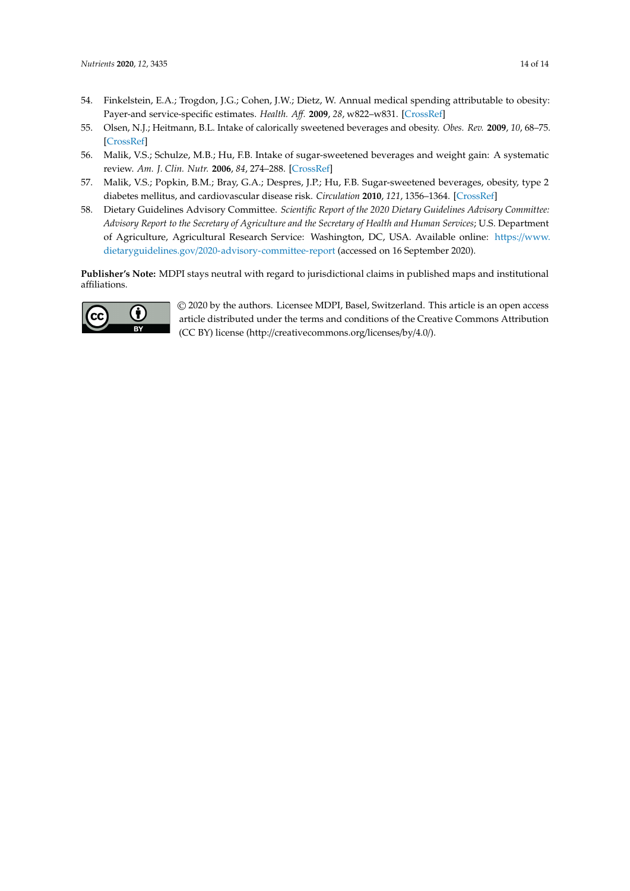54. Finkelstein, E.A.; Trogdon, J.G.; Cohen, J.W.; Dietz, W. Annual medical spending attributable to obesity: Payer-and service-specific estimates. *Health. Aff.* **2009**, *28*, w822–w831. [CrossRef]
55. Olsen, N.J.; Heitmann, B.L. Intake of calorically sweetened beverages and obesity. *Obes. Rev.* **2009**, *10*, 68–75. [CrossRef]
56. Malik, V.S.; Schulze, M.B.; Hu, F.B. Intake of sugar-sweetened beverages and weight gain: A systematic review. *Am. J. Clin. Nutr.* **2006**, *84*, 274–288. [CrossRef]
57. Malik, V.S.; Popkin, B.M.; Bray, G.A.; Despres, J.P.; Hu, F.B. Sugar-sweetened beverages, obesity, type 2 diabetes mellitus, and cardiovascular disease risk. *Circulation* **2010**, *121*, 1356–1364. [CrossRef]
58. Dietary Guidelines Advisory Committee. *Scientific Report of the 2020 Dietary Guidelines Advisory Committee: Advisory Report to the Secretary of Agriculture and the Secretary of Health and Human Services*; U.S. Department of Agriculture, Agricultural Research Service: Washington, DC, USA. Available online: https://www.dietaryguidelines.gov/2020-advisory-committee-report (accessed on 16 September 2020).

**Publisher's Note:** MDPI stays neutral with regard to jurisdictional claims in published maps and institutional affiliations.

© 2020 by the authors. Licensee MDPI, Basel, Switzerland. This article is an open access article distributed under the terms and conditions of the Creative Commons Attribution (CC BY) license (http://creativecommons.org/licenses/by/4.0/).